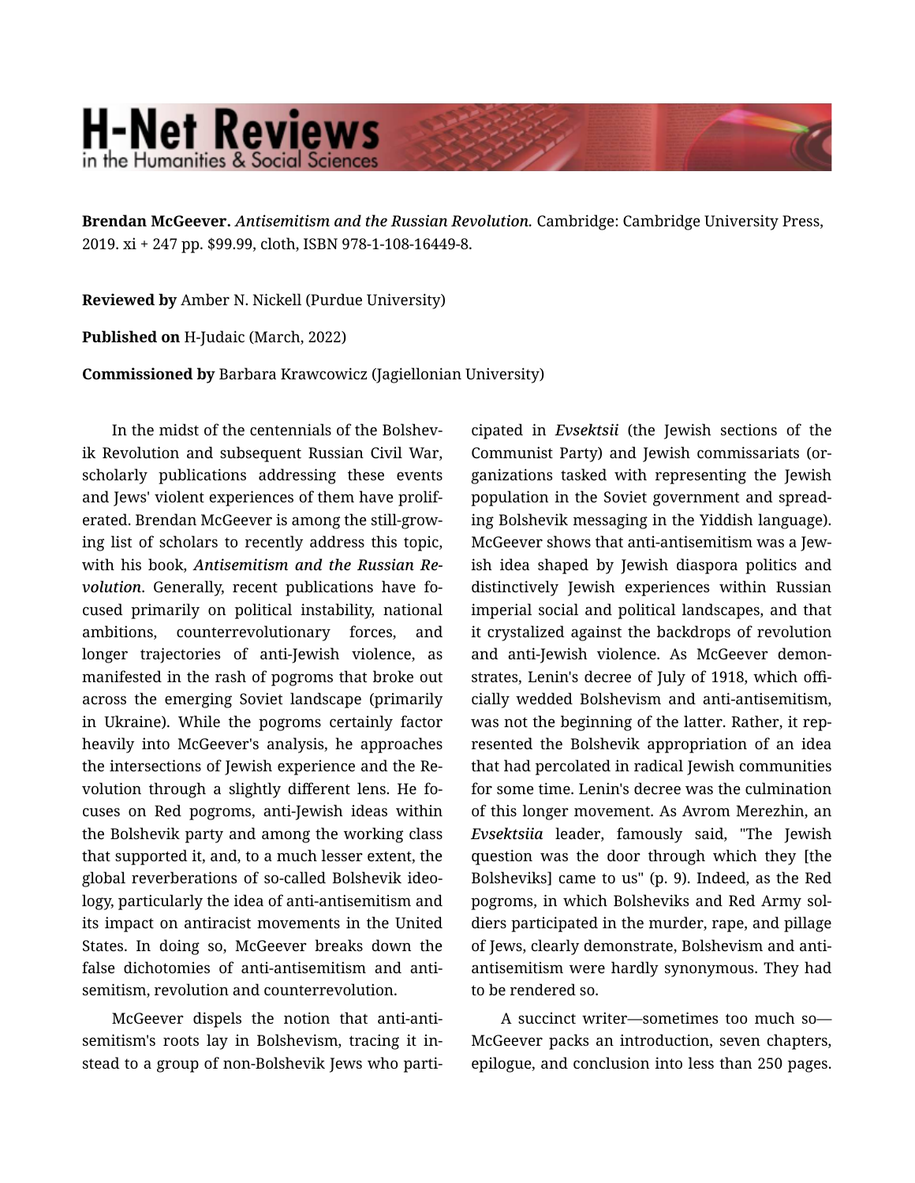# H-Net Reviews
in the Humanities & Social Sciences

**Brendan McGeever.** *Antisemitism and the Russian Revolution.* Cambridge: Cambridge University Press, 2019. xi + 247 pp. $99.99, cloth, ISBN 978-1-108-16449-8.

**Reviewed by** Amber N. Nickell (Purdue University)

**Published on** H-Judaic (March, 2022)

**Commissioned by** Barbara Krawcowicz (Jagiellonian University)

In the midst of the centennials of the Bolshevik Revolution and subsequent Russian Civil War, scholarly publications addressing these events and Jews' violent experiences of them have proliferated. Brendan McGeever is among the still-growing list of scholars to recently address this topic, with his book, ***Antisemitism and the Russian Revolution***. Generally, recent publications have focused primarily on political instability, national ambitions, counterrevolutionary forces, and longer trajectories of anti-Jewish violence, as manifested in the rash of pogroms that broke out across the emerging Soviet landscape (primarily in Ukraine). While the pogroms certainly factor heavily into McGeever's analysis, he approaches the intersections of Jewish experience and the Revolution through a slightly different lens. He focuses on Red pogroms, anti-Jewish ideas within the Bolshevik party and among the working class that supported it, and, to a much lesser extent, the global reverberations of so-called Bolshevik ideology, particularly the idea of anti-antisemitism and its impact on antiracist movements in the United States. In doing so, McGeever breaks down the false dichotomies of anti-antisemitism and antisemitism, revolution and counterrevolution.

McGeever dispels the notion that anti-antisemitism's roots lay in Bolshevism, tracing it instead to a group of non-Bolshevik Jews who participated in *Evsektsii* (the Jewish sections of the Communist Party) and Jewish commissariats (organizations tasked with representing the Jewish population in the Soviet government and spreading Bolshevik messaging in the Yiddish language). McGeever shows that anti-antisemitism was a Jewish idea shaped by Jewish diaspora politics and distinctively Jewish experiences within Russian imperial social and political landscapes, and that it crystalized against the backdrops of revolution and anti-Jewish violence. As McGeever demonstrates, Lenin's decree of July of 1918, which officially wedded Bolshevism and anti-antisemitism, was not the beginning of the latter. Rather, it represented the Bolshevik appropriation of an idea that had percolated in radical Jewish communities for some time. Lenin's decree was the culmination of this longer movement. As Avrom Merezhin, an *Evsektsiia* leader, famously said, "The Jewish question was the door through which they [the Bolsheviks] came to us" (p. 9). Indeed, as the Red pogroms, in which Bolsheviks and Red Army soldiers participated in the murder, rape, and pillage of Jews, clearly demonstrate, Bolshevism and anti-antisemitism were hardly synonymous. They had to be rendered so.

A succinct writer—sometimes too much so—McGeever packs an introduction, seven chapters, epilogue, and conclusion into less than 250 pages.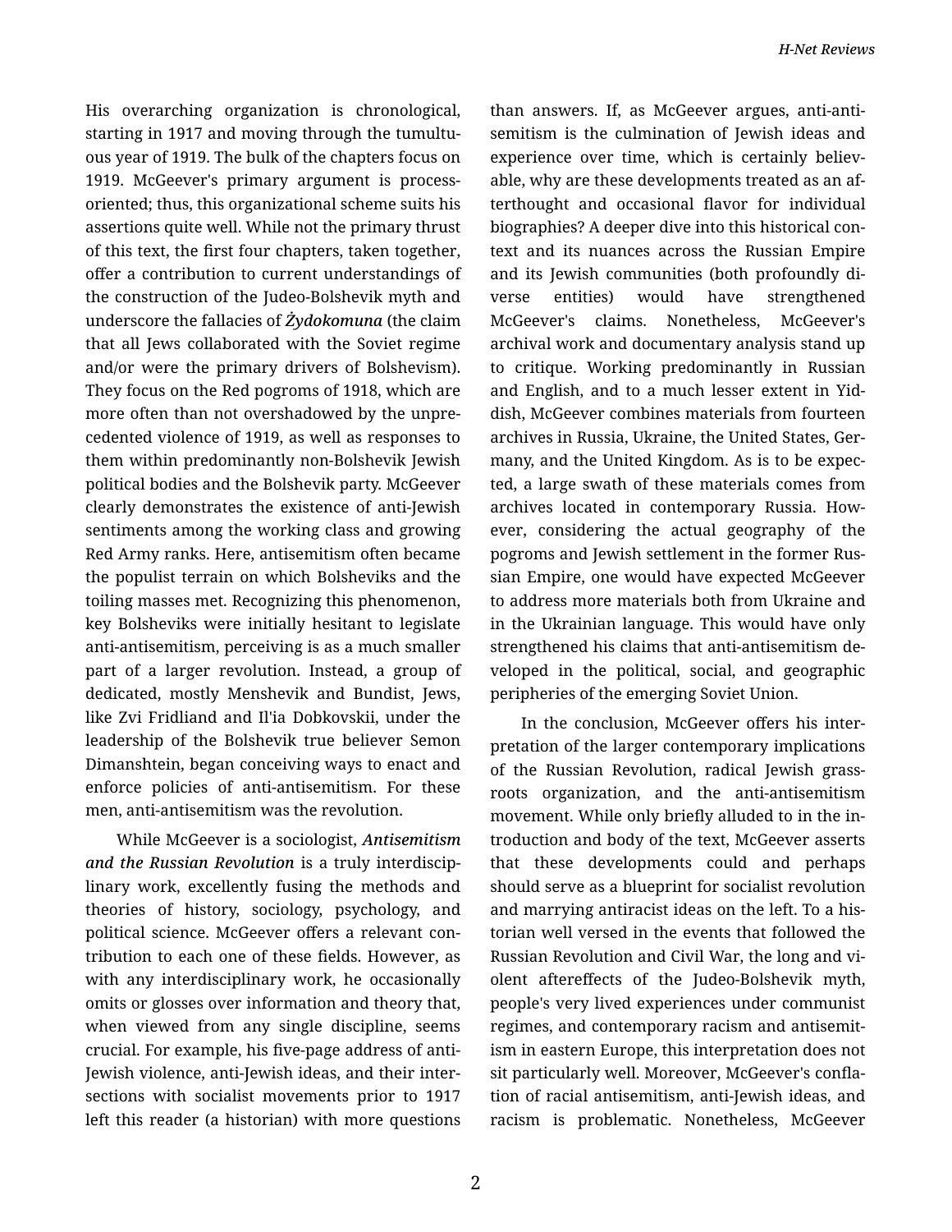His overarching organization is chronological, starting in 1917 and moving through the tumultuous year of 1919. The bulk of the chapters focus on 1919. McGeever's primary argument is process-oriented; thus, this organizational scheme suits his assertions quite well. While not the primary thrust of this text, the first four chapters, taken together, offer a contribution to current understandings of the construction of the Judeo-Bolshevik myth and underscore the fallacies of *Żydokomuna* (the claim that all Jews collaborated with the Soviet regime and/or were the primary drivers of Bolshevism). They focus on the Red pogroms of 1918, which are more often than not overshadowed by the unprecedented violence of 1919, as well as responses to them within predominantly non-Bolshevik Jewish political bodies and the Bolshevik party. McGeever clearly demonstrates the existence of anti-Jewish sentiments among the working class and growing Red Army ranks. Here, antisemitism often became the populist terrain on which Bolsheviks and the toiling masses met. Recognizing this phenomenon, key Bolsheviks were initially hesitant to legislate anti-antisemitism, perceiving is as a much smaller part of a larger revolution. Instead, a group of dedicated, mostly Menshevik and Bundist, Jews, like Zvi Fridliand and Il'ia Dobkovskii, under the leadership of the Bolshevik true believer Semon Dimanshtein, began conceiving ways to enact and enforce policies of anti-antisemitism. For these men, anti-antisemitism was the revolution.

While McGeever is a sociologist, ***Antisemitism and the Russian Revolution*** is a truly interdisciplinary work, excellently fusing the methods and theories of history, sociology, psychology, and political science. McGeever offers a relevant contribution to each one of these fields. However, as with any interdisciplinary work, he occasionally omits or glosses over information and theory that, when viewed from any single discipline, seems crucial. For example, his five-page address of anti-Jewish violence, anti-Jewish ideas, and their intersections with socialist movements prior to 1917 left this reader (a historian) with more questions than answers. If, as McGeever argues, anti-antisemitism is the culmination of Jewish ideas and experience over time, which is certainly believable, why are these developments treated as an afterthought and occasional flavor for individual biographies? A deeper dive into this historical context and its nuances across the Russian Empire and its Jewish communities (both profoundly diverse entities) would have strengthened McGeever's claims. Nonetheless, McGeever's archival work and documentary analysis stand up to critique. Working predominantly in Russian and English, and to a much lesser extent in Yiddish, McGeever combines materials from fourteen archives in Russia, Ukraine, the United States, Germany, and the United Kingdom. As is to be expected, a large swath of these materials comes from archives located in contemporary Russia. However, considering the actual geography of the pogroms and Jewish settlement in the former Russian Empire, one would have expected McGeever to address more materials both from Ukraine and in the Ukrainian language. This would have only strengthened his claims that anti-antisemitism developed in the political, social, and geographic peripheries of the emerging Soviet Union.

In the conclusion, McGeever offers his interpretation of the larger contemporary implications of the Russian Revolution, radical Jewish grassroots organization, and the anti-antisemitism movement. While only briefly alluded to in the introduction and body of the text, McGeever asserts that these developments could and perhaps should serve as a blueprint for socialist revolution and marrying antiracist ideas on the left. To a historian well versed in the events that followed the Russian Revolution and Civil War, the long and violent aftereffects of the Judeo-Bolshevik myth, people's very lived experiences under communist regimes, and contemporary racism and antisemitism in eastern Europe, this interpretation does not sit particularly well. Moreover, McGeever's conflation of racial antisemitism, anti-Jewish ideas, and racism is problematic. Nonetheless, McGeever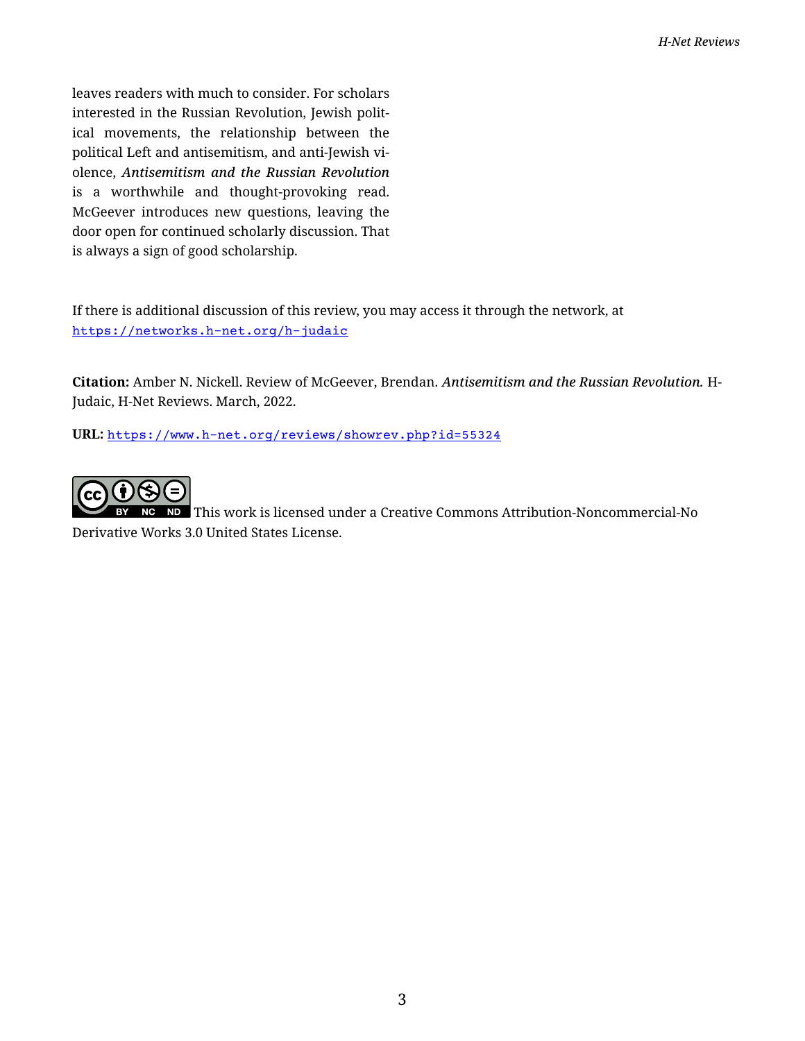leaves readers with much to consider. For scholars interested in the Russian Revolution, Jewish political movements, the relationship between the political Left and antisemitism, and anti-Jewish violence, ***Antisemitism and the Russian Revolution*** is a worthwhile and thought-provoking read. McGeever introduces new questions, leaving the door open for continued scholarly discussion. That is always a sign of good scholarship.

If there is additional discussion of this review, you may access it through the network, at https://networks.h-net.org/h-judaic

**Citation:** Amber N. Nickell. Review of McGeever, Brendan. ***Antisemitism and the Russian Revolution.*** H-Judaic, H-Net Reviews. March, 2022.

**URL:** https://www.h-net.org/reviews/showrev.php?id=55324

This work is licensed under a Creative Commons Attribution-Noncommercial-No Derivative Works 3.0 United States License.